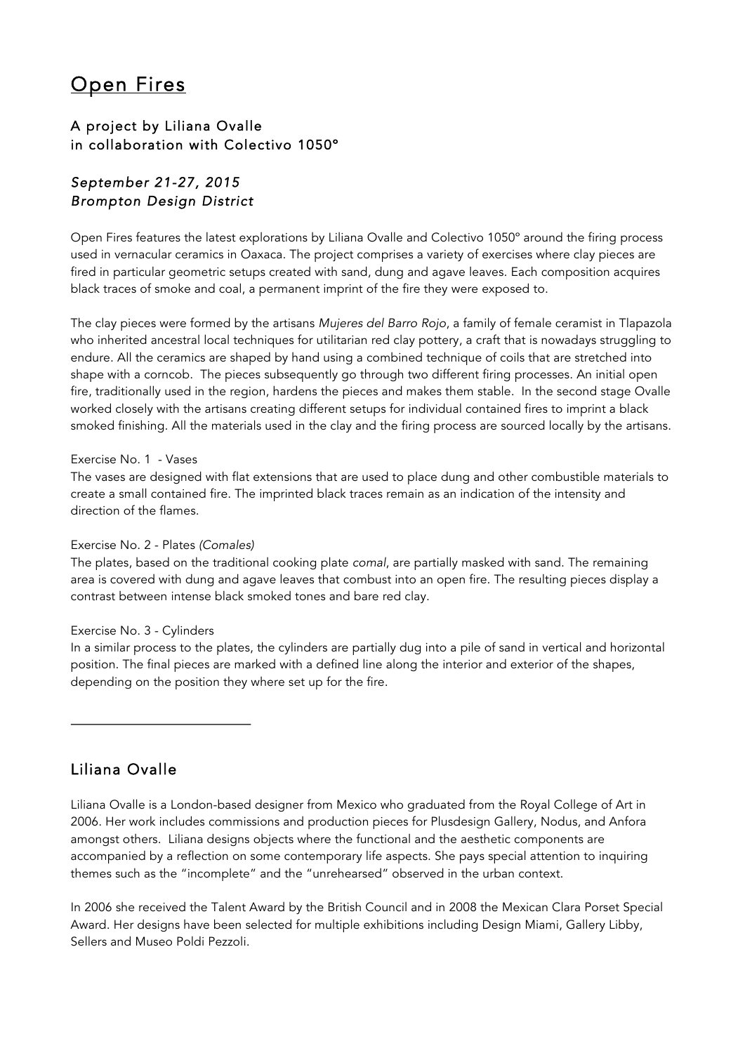# Open Fires

### A project by Liliana Ovalle
### in collaboration with Colectivo 1050º

### *September 21-27, 2015*
### *Brompton Design District*

Open Fires features the latest explorations by Liliana Ovalle and Colectivo 1050º around the firing process used in vernacular ceramics in Oaxaca. The project comprises a variety of exercises where clay pieces are fired in particular geometric setups created with sand, dung and agave leaves. Each composition acquires black traces of smoke and coal, a permanent imprint of the fire they were exposed to.

The clay pieces were formed by the artisans *Mujeres del Barro Rojo*, a family of female ceramist in Tlapazola who inherited ancestral local techniques for utilitarian red clay pottery, a craft that is nowadays struggling to endure. All the ceramics are shaped by hand using a combined technique of coils that are stretched into shape with a corncob. The pieces subsequently go through two different firing processes. An initial open fire, traditionally used in the region, hardens the pieces and makes them stable. In the second stage Ovalle worked closely with the artisans creating different setups for individual contained fires to imprint a black smoked finishing. All the materials used in the clay and the firing process are sourced locally by the artisans.

Exercise No. 1 - Vases
The vases are designed with flat extensions that are used to place dung and other combustible materials to create a small contained fire. The imprinted black traces remain as an indication of the intensity and direction of the flames.

Exercise No. 2 - Plates *(Comales)*
The plates, based on the traditional cooking plate *comal*, are partially masked with sand. The remaining area is covered with dung and agave leaves that combust into an open fire. The resulting pieces display a contrast between intense black smoked tones and bare red clay.

Exercise No. 3 - Cylinders
In a similar process to the plates, the cylinders are partially dug into a pile of sand in vertical and horizontal position. The final pieces are marked with a defined line along the interior and exterior of the shapes, depending on the position they where set up for the fire.

---

## Liliana Ovalle

Liliana Ovalle is a London-based designer from Mexico who graduated from the Royal College of Art in 2006. Her work includes commissions and production pieces for Plusdesign Gallery, Nodus, and Anfora amongst others. Liliana designs objects where the functional and the aesthetic components are accompanied by a reflection on some contemporary life aspects. She pays special attention to inquiring themes such as the "incomplete" and the "unrehearsed" observed in the urban context.

In 2006 she received the Talent Award by the British Council and in 2008 the Mexican Clara Porset Special Award. Her designs have been selected for multiple exhibitions including Design Miami, Gallery Libby, Sellers and Museo Poldi Pezzoli.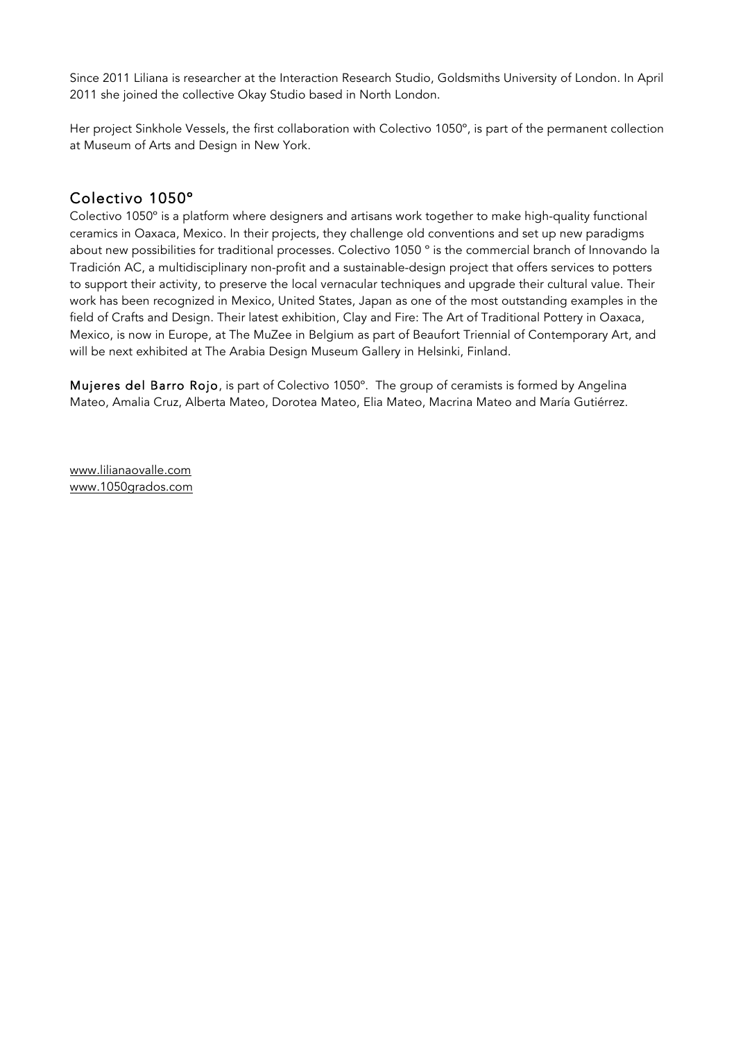Since 2011 Liliana is researcher at the Interaction Research Studio, Goldsmiths University of London. In April 2011 she joined the collective Okay Studio based in North London.

Her project Sinkhole Vessels, the first collaboration with Colectivo 1050º, is part of the permanent collection at Museum of Arts and Design in New York.

## Colectivo 1050º

Colectivo 1050º is a platform where designers and artisans work together to make high-quality functional ceramics in Oaxaca, Mexico. In their projects, they challenge old conventions and set up new paradigms about new possibilities for traditional processes. Colectivo 1050 º is the commercial branch of Innovando la Tradición AC, a multidisciplinary non-profit and a sustainable-design project that offers services to potters to support their activity, to preserve the local vernacular techniques and upgrade their cultural value. Their work has been recognized in Mexico, United States, Japan as one of the most outstanding examples in the field of Crafts and Design. Their latest exhibition, Clay and Fire: The Art of Traditional Pottery in Oaxaca, Mexico, is now in Europe, at The MuZee in Belgium as part of Beaufort Triennial of Contemporary Art, and will be next exhibited at The Arabia Design Museum Gallery in Helsinki, Finland.

**Mujeres del Barro Rojo**, is part of Colectivo 1050º. The group of ceramists is formed by Angelina Mateo, Amalia Cruz, Alberta Mateo, Dorotea Mateo, Elia Mateo, Macrina Mateo and María Gutiérrez.

www.lilianaovalle.com
www.1050grados.com